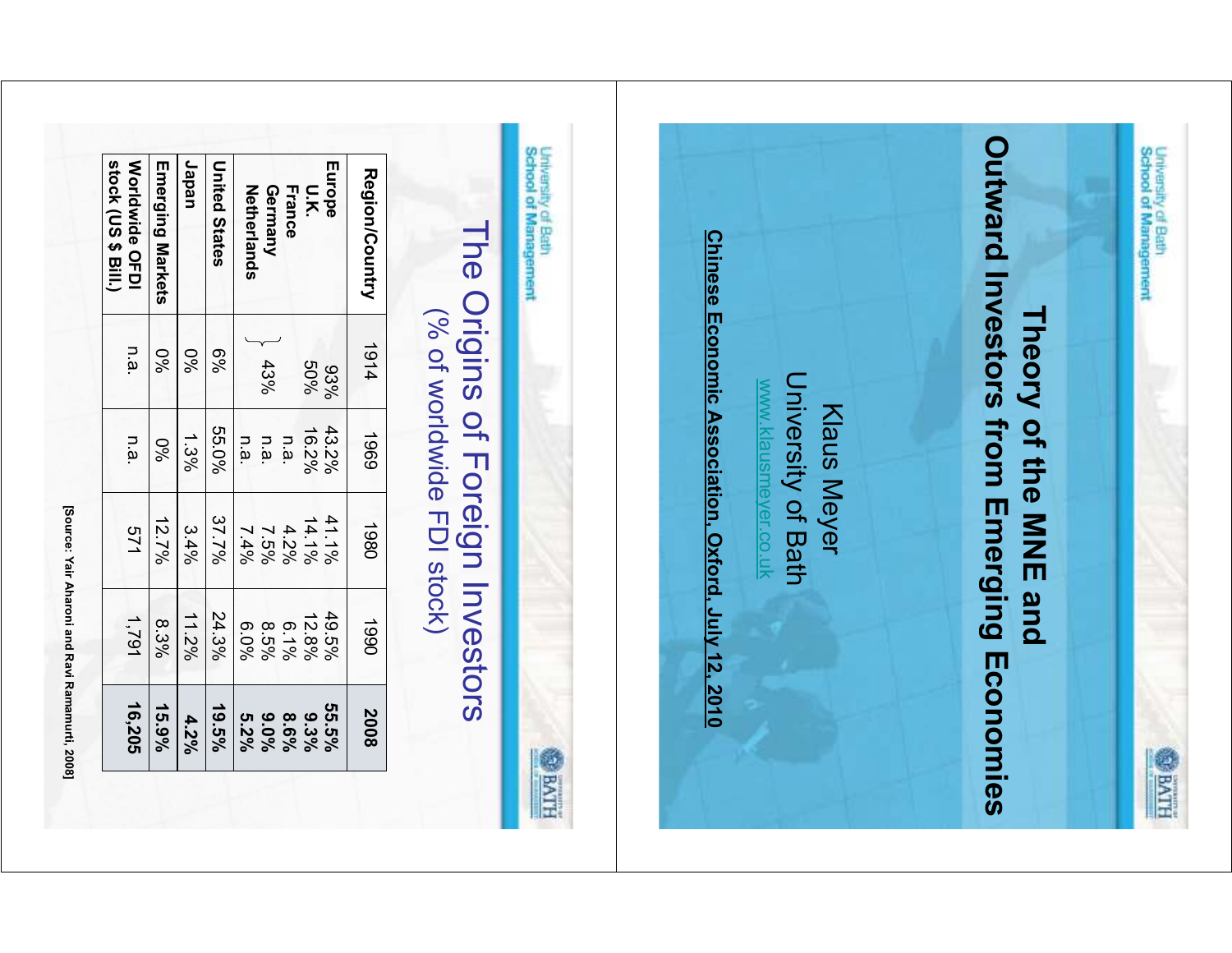# Theory of the MNE and Outward Investors from Emerging Economies

Klaus Meyer

University of Bath

www.klausmeyer.co.uk

**Chinese Economic Association, Oxford, July 12, 2010**

---

# The Origins of Foreign Investors

## (% of worldwide FDI stock)

| Region/Country | 1914 | 1969 | 1980 | 1990 | 2008 |
|---|---|---|---|---|---|
| **Europe** | 93% | 43.2% | 41.1% | 49.5% | **55.5%** |
| **U.K.** | 50% | 16.2% | 14.1% | 12.8% | **9.3%** |
| **France** | 43% | n.a. | 4.2% | 6.1% | **8.6%** |
| **Germany** | | n.a. | 7.5% | 8.5% | **9.0%** |
| **Netherlands** | | n.a. | 7.4% | 6.0% | **5.2%** |
| **United States** | 6% | 55.0% | 37.7% | 24.3% | **19.5%** |
| **Japan** | 0% | 1.3% | 3.4% | 11.2% | **4.2%** |
| **Emerging Markets** | 0% | 0% | 12.7% | 8.3% | **15.9%** |
| **Worldwide OFDI stock (US $ Bill.)** | n.a. | n.a. | 571 | 1,791 | **16,205** |

[Source: Yair Aharoni and Ravi Ramamurti, 2008]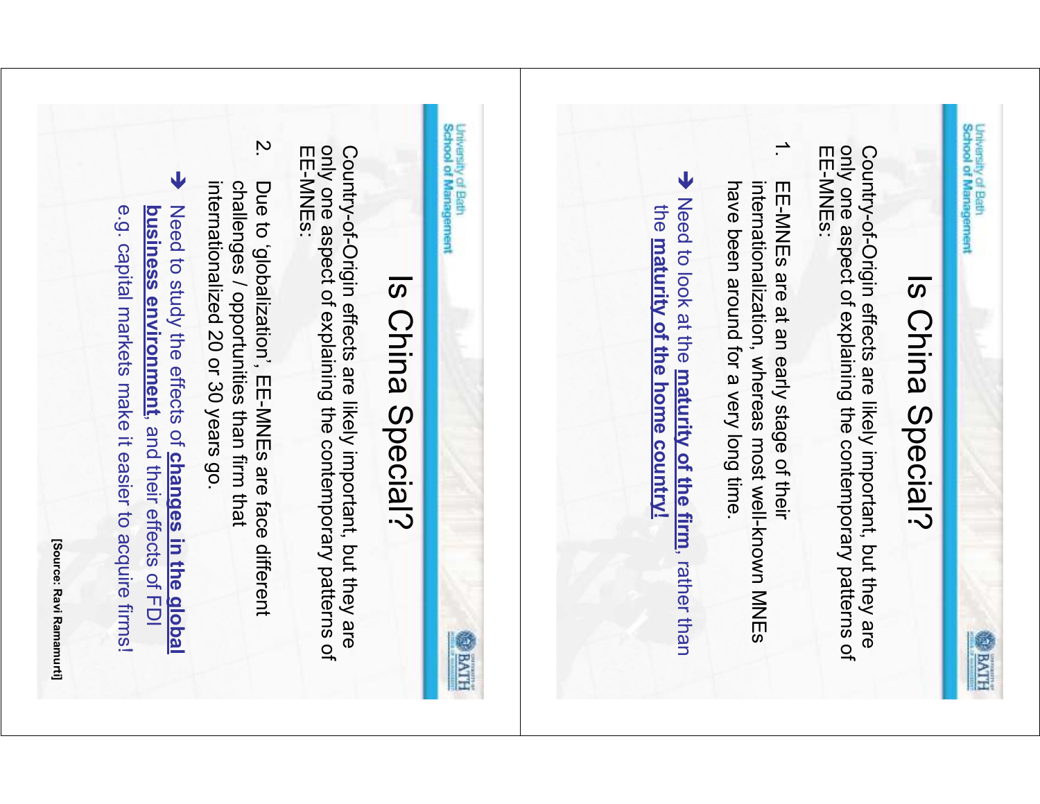# Is China Special?

Country-of-Origin effects are likely important, but they are only one aspect of explaining the contemporary patterns of EE-MNEs:

1. EE-MNEs are at an early stage of their internationalization, whereas most well-known MNEs have been around for a very long time.

➔ Need to look at the **maturity of the firm**, rather than the **maturity of the home country!**

# Is China Special?

Country-of-Origin effects are likely important, but they are only one aspect of explaining the contemporary patterns of EE-MNEs:

2. Due to 'globalization', EE-MNEs are face different challenges / opportunities than firm that internationalized 20 or 30 years go.

➔ Need to study the effects of **changes in the global business environment**, and their effects of FDI e.g. capital markets make it easier to acquire firms!

**[Source: Ravi Ramamurti]**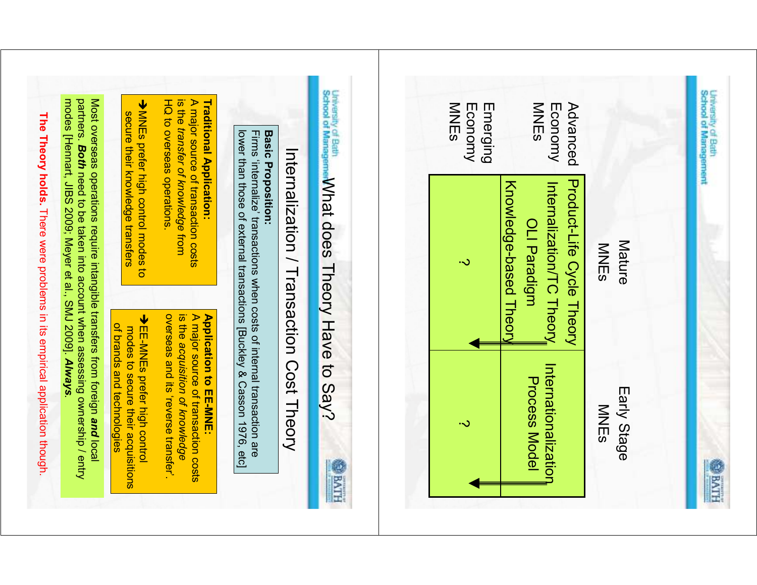|  | Mature MNEs | Early Stage MNEs |
| --- | --- | --- |
| Advanced Economy MNEs | Product-Life Cycle Theory<br>Internalization/TC Theory<br>OLI Paradigm<br>Knowledge-based Theory | Internationalization Process Model |
| Emerging Economy MNEs | ? | ? |

# What does Theory Have to Say?

## Internalization / Transaction Cost Theory

**Basic Proposition:**
Firms 'internalize' transactions when costs of internal transaction are lower than those of external transactions [Buckley & Casson 1976, etc]

**Traditional Application:**
A major source of transaction costs is the *transfer of knowledge* from HQ to overseas operations.

→ MNEs prefer high control modes to secure their knowledge transfers

**Application to EE-MNE:**
A major source of transaction costs is the *acquisition of knowledge* overseas and its 'reverse transfer'.

→ EE-MNEs prefer high control modes to secure their acquisitions of brands and technologies

Most overseas operations require intangible transfers from foreign ***and*** local partners. ***Both*** need to be taken into account when assessing ownership / entry modes [Hennart, JIBS 2009; Meyer et al., SMJ 2009]. ***Always.***

**The Theory holds.** There were problems in its empirical application though.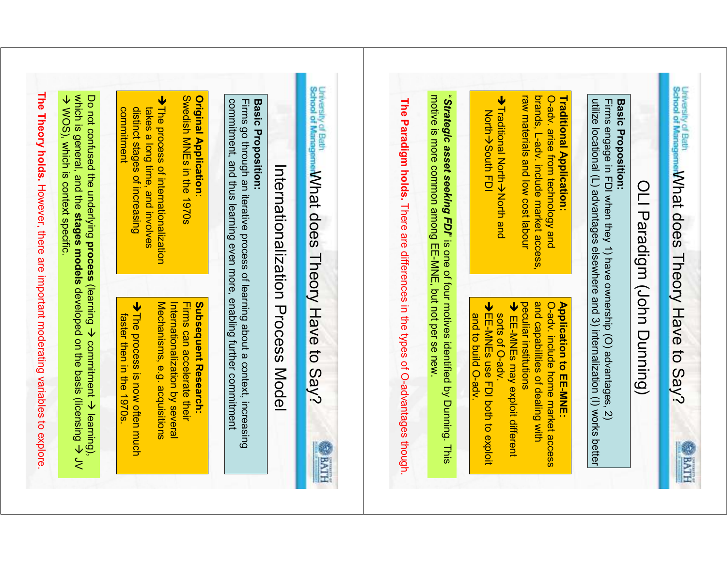## What does Theory Have to Say?

### OLI Paradigm (John Dunning)

**Basic Proposition:**
Firms engage in FDI when they 1) have ownership (O) advantages, 2) utilize locational (L) advantages elsewhere and 3) internalization (I) works better

**Traditional Application:**
O-adv. arise from technology and brands, L-adv. include market access, raw materials and low cost labour

➔ Traditional North→North and North→South FDI

**Application to EE-MNE:**
O-adv. include home market access and capabilities of dealing with peculiar institutions

➔ EE-MNEs may exploit different sorts of O-adv.

➔ EE-MNEs use FDI both to exploit and to build O-adv.

"***Strategic asset seeking FDI***" is one of four motives identified by Dunning. This motive is more common among EE-MNE, but not per se new.

**The Paradigm holds.** There are differences in the types of O-advantages though.

## What does Theory Have to Say?

### Internationalization Process Model

**Basic Proposition:**
Firms go through an iterative process of learning about a context, increasing commitment, and thus learning even more, enabling further commitment

**Original Application:**
Swedish MNEs in the 1970s

➔ The process of internationalization takes a long time, and involves distinct stages of increasing commitment

**Subsequent Research:**
Firms can accelerate their Internationalization by several Mechanisms, e.g. acquisitions

➔ The process is now often much faster then in the 1970s.

Do not confused the underlying **process** (learning → commitment → learning), which is general, and the **stages models** developed on the basis (licensing → JV → WOS), which is context specific.

**The Theory holds.** However, there are important moderating variables to explore.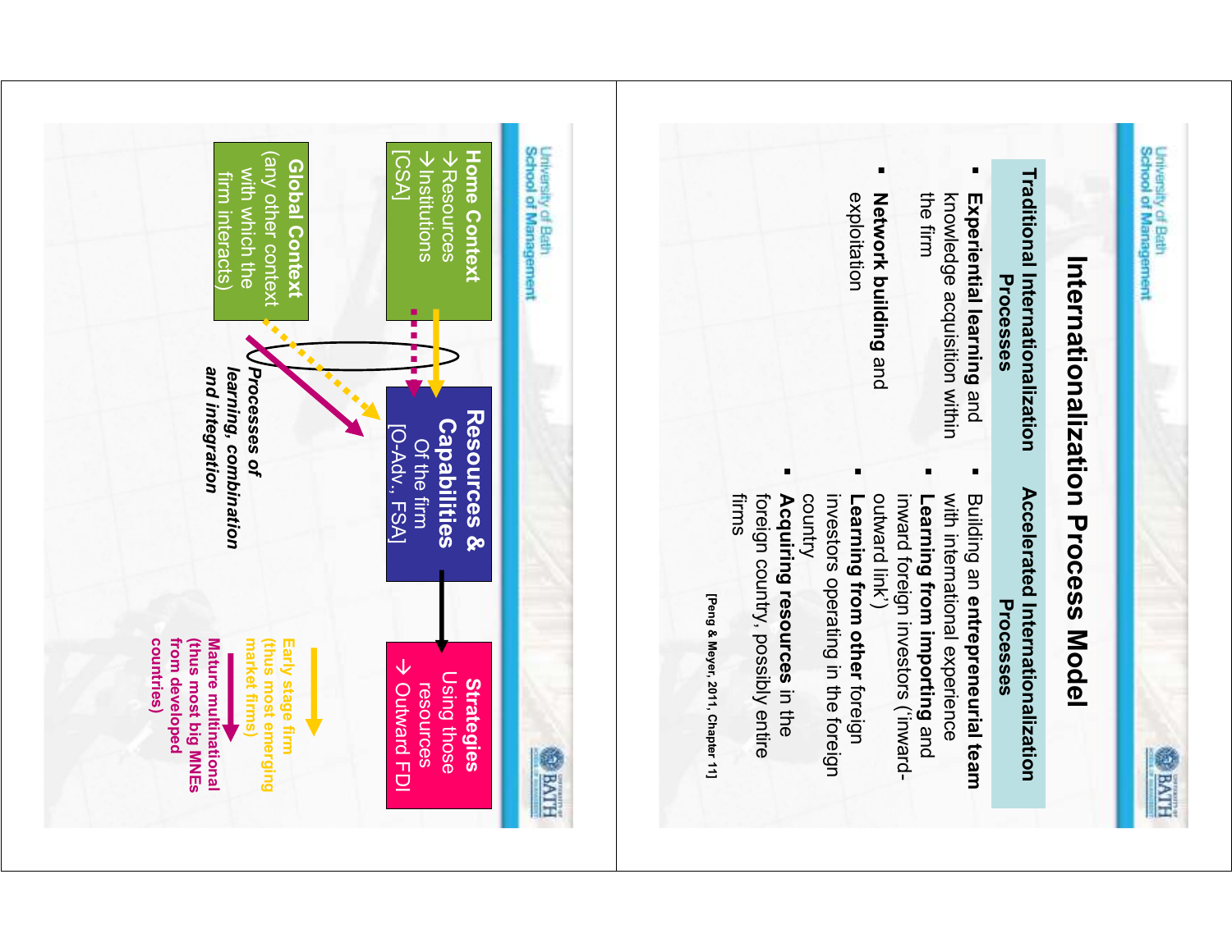# Internationalization Process Model

| Traditional Internationalization Processes | Accelerated Internationalization Processes |
| --- | --- |
| ▪ **Experiential learning** and knowledge acquisition within the firm<br>▪ **Network building** and exploitation | ▪ Building an **entrepreneurial team** with international experience<br>▪ **Learning from importing** and inward foreign investors ('inward-outward link')<br>▪ **Learning from other** foreign investors operating in the foreign country<br>▪ **Acquiring resources** in the foreign country, possibly entire firms |

[Peng & Meyer, 2011, Chapter 11]

---

**Home Context**
→ Resources
→ Institutions
[CSA]

**Global Context**
(any other context with which the firm interacts)

*Processes of learning, combination and integration*

**Resources & Capabilities**
Of the firm
[O-Adv., FSA]

**Strategies**
Using those resources
→ Outward FDI

Early stage firm (thus most emerging market firms)

Mature multinational (thus most big MNEs from developed countries)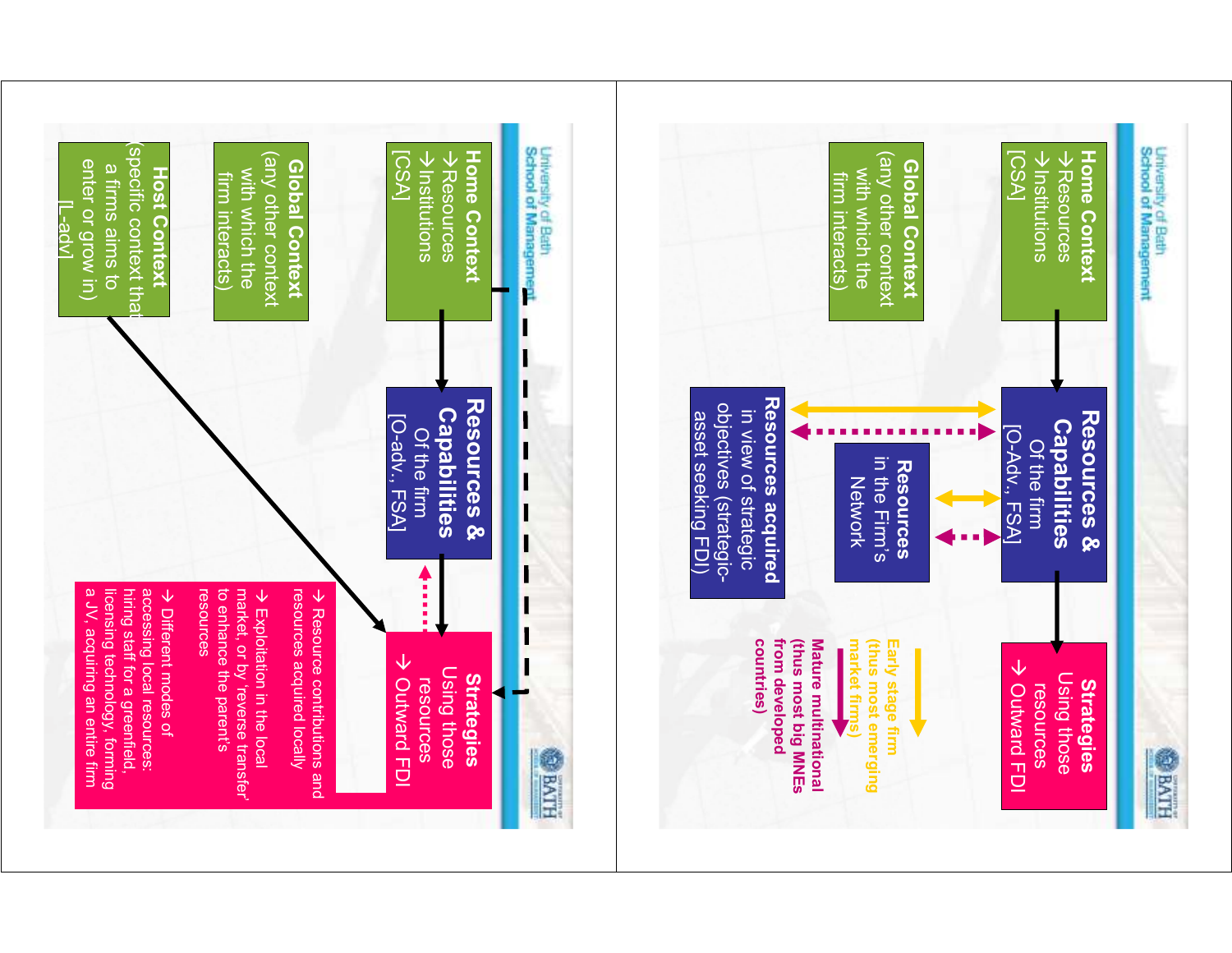**Home Context**
→Resources
→Institutions
[CSA]

**Resources & Capabilities**
Of the firm
[O-Adv., FSA]

**Strategies**
Using those resources
→ Outward FDI

**Global Context**
(any other context with which the firm interacts)

**Resources** in the Firm's Network

**Resources acquired** in view of strategic objectives (strategic-asset seeking FDI)

**Early stage firm (thus most emerging market firms)**

**Mature multinational (thus most big MNEs from developed countries)**

---

**Home Context**
→Resources
→Institutions
[CSA]

**Resources & Capabilities**
Of the firm
[O-adv., FSA]

**Strategies**
Using those resources
→ Outward FDI

**Global Context**
(any other context with which the firm interacts)

**Host Context**
(specific context that a firms aims to enter or grow in)
[L-adv]

→ Resource contributions and resources acquired locally

→ Exploitation in the local market, or by 'reverse transfer' to enhance the parent's resources

→ Different modes of accessing local resources: hiring staff for a greenfield, licensing technology, forming a JV, acquiring an entire firm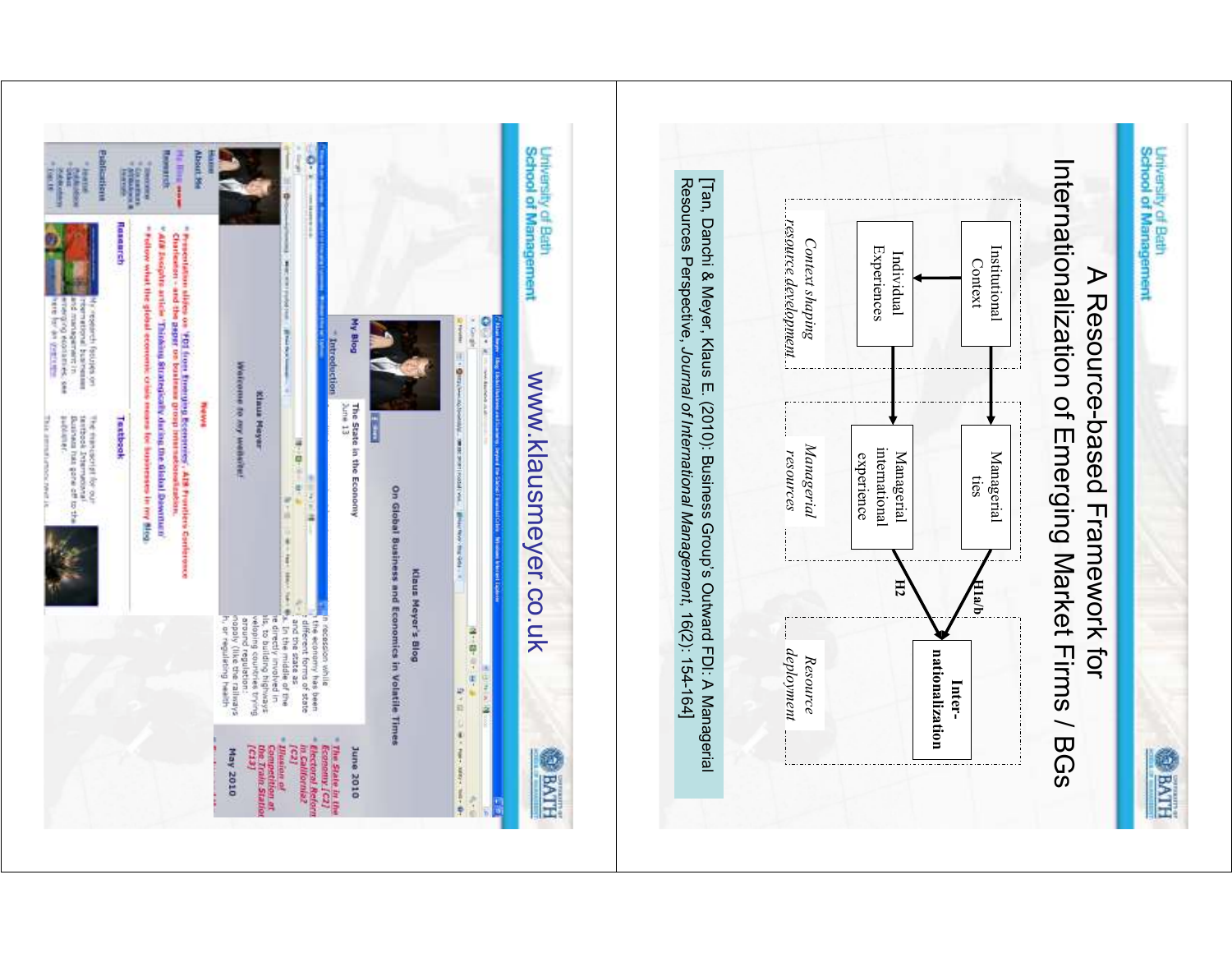# A Resource-based Framework for Internationalization of Emerging Market Firms / BGs

Institutional Context

Individual Experiences

Managerial ties

Managerial international experience

H1a/b

H2

Inter-nationalization

*Context shaping resource development*

*Managerial resources*

*Resource deployment*

[Tan, Danchi & Meyer, Klaus E. (2010): Business Group's Outward FDI: A Managerial Resources Perspective, *Journal of International Management*, 16(2): 154-164]

# www.klausmeyer.co.uk